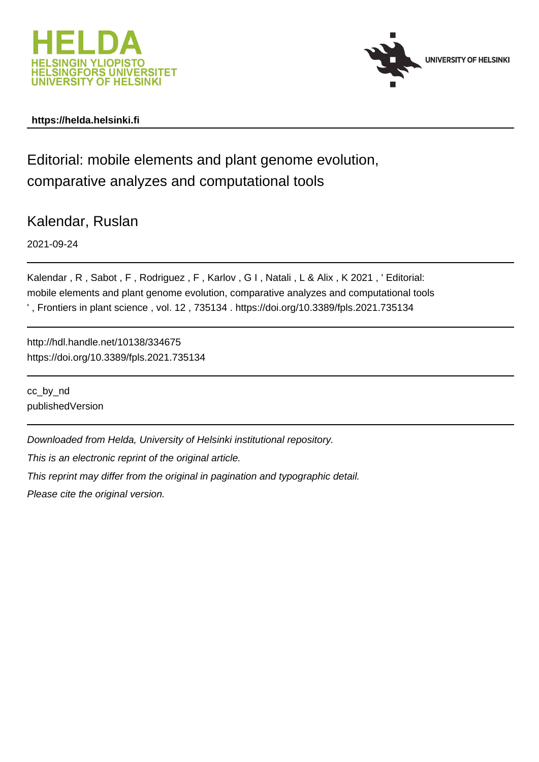https://helda.helsinki.fi

# Editorial: mobile elements and plant genome evolution, comparative analyzes and computational tools

Kalendar, Ruslan

2021-09-24

Kalendar , R , Sabot , F , Rodriguez , F , Karlov , G I , Natali , L & Alix , K 2021 , ' Editorial: mobile elements and plant genome evolution, comparative analyzes and computational tools ' , Frontiers in plant science , vol. 12 , 735134 . https://doi.org/10.3389/fpls.2021.735134

http://hdl.handle.net/10138/334675
https://doi.org/10.3389/fpls.2021.735134

cc_by_nd
publishedVersion

*Downloaded from Helda, University of Helsinki institutional repository.*

*This is an electronic reprint of the original article.*

*This reprint may differ from the original in pagination and typographic detail.*

*Please cite the original version.*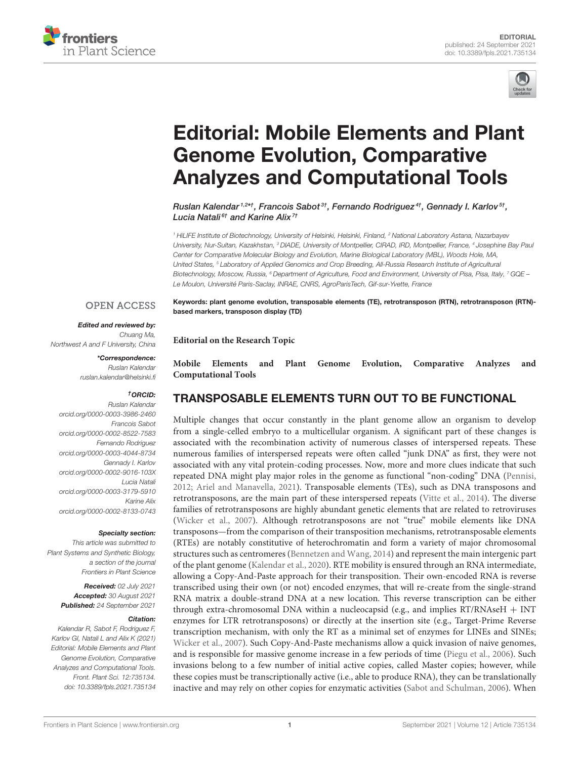# Editorial: Mobile Elements and Plant Genome Evolution, Comparative Analyzes and Computational Tools

Ruslan Kalendar[1,2*†], Francois Sabot[3†], Fernando Rodriguez[4†], Gennady I. Karlov[5†], Lucia Natali[6†] and Karine Alix[7†]

[1] HiLIFE Institute of Biotechnology, University of Helsinki, Helsinki, Finland, [2] National Laboratory Astana, Nazarbayev University, Nur-Sultan, Kazakhstan, [3] DIADE, University of Montpellier, CIRAD, IRD, Montpellier, France, [4] Josephine Bay Paul Center for Comparative Molecular Biology and Evolution, Marine Biological Laboratory (MBL), Woods Hole, MA, United States, [5] Laboratory of Applied Genomics and Crop Breeding, All-Russia Research Institute of Agricultural Biotechnology, Moscow, Russia, [6] Department of Agriculture, Food and Environment, University of Pisa, Pisa, Italy, [7] GQE – Le Moulon, Université Paris-Saclay, INRAE, CNRS, AgroParisTech, Gif-sur-Yvette, France

**Keywords:** plant genome evolution, transposable elements (TE), retrotransposon (RTN), retrotransposon (RTN)-based markers, transposon display (TD)

OPEN ACCESS

***Edited and reviewed by:***
Chuang Ma, Northwest A and F University, China

***\*Correspondence:***
Ruslan Kalendar
ruslan.kalendar@helsinki.fi

***†ORCID:***
Ruslan Kalendar
orcid.org/0000-0003-3986-2460
Francois Sabot
orcid.org/0000-0002-8522-7583
Fernando Rodriguez
orcid.org/0000-0003-4044-8734
Gennady I. Karlov
orcid.org/0000-0002-9016-103X
Lucia Natali
orcid.org/0000-0003-3179-5910
Karine Alix
orcid.org/0000-0002-8133-0743

***Specialty section:***
This article was submitted to Plant Systems and Synthetic Biology, a section of the journal Frontiers in Plant Science

***Received:*** 02 July 2021
***Accepted:*** 30 August 2021
***Published:*** 24 September 2021

***Citation:***
Kalendar R, Sabot F, Rodriguez F, Karlov GI, Natali L and Alix K (2021) Editorial: Mobile Elements and Plant Genome Evolution, Comparative Analyzes and Computational Tools. Front. Plant Sci. 12:735134. doi: 10.3389/fpls.2021.735134

**Editorial on the Research Topic**

**Mobile Elements and Plant Genome Evolution, Comparative Analyzes and Computational Tools**

## TRANSPOSABLE ELEMENTS TURN OUT TO BE FUNCTIONAL

Multiple changes that occur constantly in the plant genome allow an organism to develop from a single-celled embryo to a multicellular organism. A significant part of these changes is associated with the recombination activity of numerous classes of interspersed repeats. These numerous families of interspersed repeats were often called "junk DNA" as first, they were not associated with any vital protein-coding processes. Now, more and more clues indicate that such repeated DNA might play major roles in the genome as functional "non-coding" DNA (Pennisi, 2012; Ariel and Manavella, 2021). Transposable elements (TEs), such as DNA transposons and retrotransposons, are the main part of these interspersed repeats (Vitte et al., 2014). The diverse families of retrotransposons are highly abundant genetic elements that are related to retroviruses (Wicker et al., 2007). Although retrotransposons are not "true" mobile elements like DNA transposons—from the comparison of their transposition mechanisms, retrotransposable elements (RTEs) are notably constitutive of heterochromatin and form a variety of major chromosomal structures such as centromeres (Bennetzen and Wang, 2014) and represent the main intergenic part of the plant genome (Kalendar et al., 2020). RTE mobility is ensured through an RNA intermediate, allowing a Copy-And-Paste approach for their transposition. Their own-encoded RNA is reverse transcribed using their own (or not) encoded enzymes, that will re-create from the single-strand RNA matrix a double-strand DNA at a new location. This reverse transcription can be either through extra-chromosomal DNA within a nucleocapsid (e.g., and implies RT/RNAseH + INT enzymes for LTR retrotransposons) or directly at the insertion site (e.g., Target-Prime Reverse transcription mechanism, with only the RT as a minimal set of enzymes for LINEs and SINEs; Wicker et al., 2007). Such Copy-And-Paste mechanisms allow a quick invasion of naive genomes, and is responsible for massive genome increase in a few periods of time (Piegu et al., 2006). Such invasions belong to a few number of initial active copies, called Master copies; however, while these copies must be transcriptionally active (i.e., able to produce RNA), they can be translationally inactive and may rely on other copies for enzymatic activities (Sabot and Schulman, 2006). When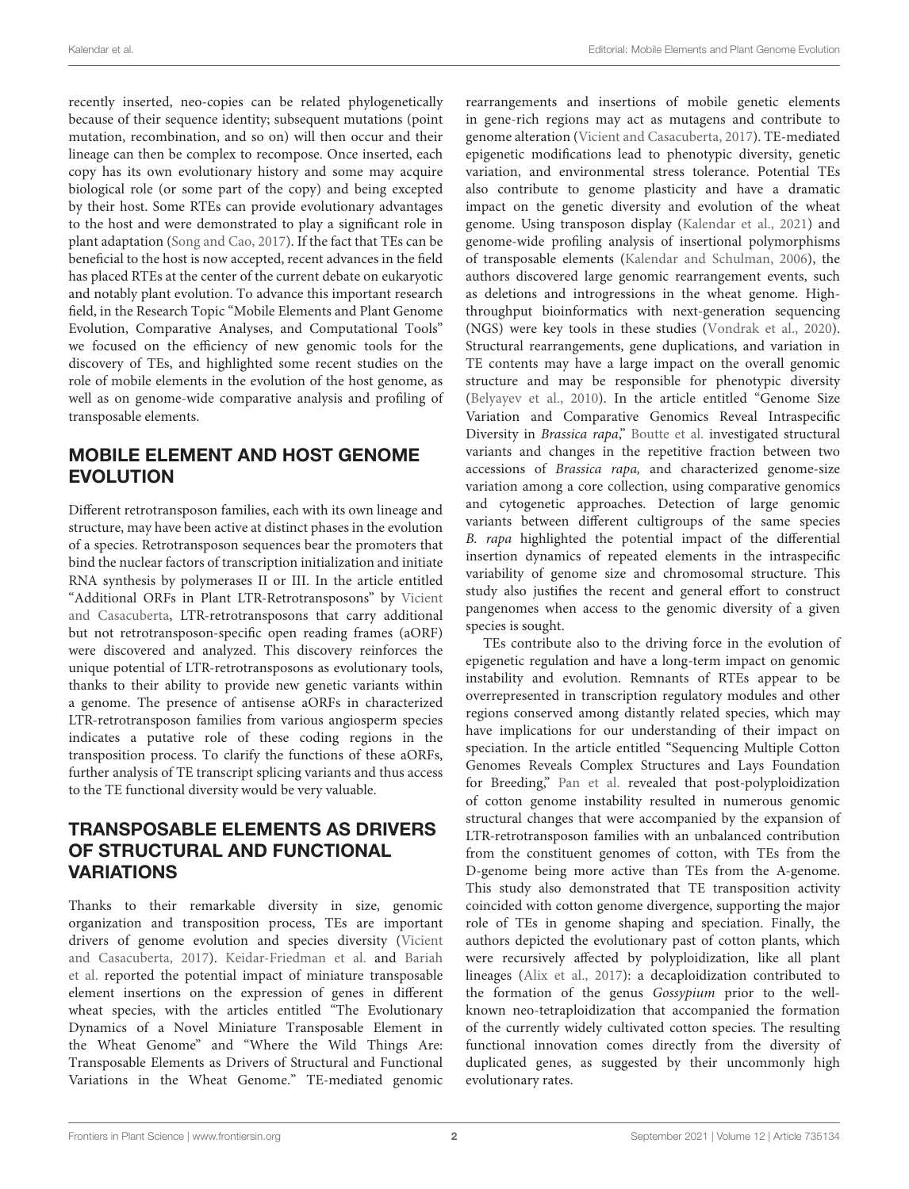recently inserted, neo-copies can be related phylogenetically because of their sequence identity; subsequent mutations (point mutation, recombination, and so on) will then occur and their lineage can then be complex to recompose. Once inserted, each copy has its own evolutionary history and some may acquire biological role (or some part of the copy) and being excepted by their host. Some RTEs can provide evolutionary advantages to the host and were demonstrated to play a significant role in plant adaptation (Song and Cao, 2017). If the fact that TEs can be beneficial to the host is now accepted, recent advances in the field has placed RTEs at the center of the current debate on eukaryotic and notably plant evolution. To advance this important research field, in the Research Topic "Mobile Elements and Plant Genome Evolution, Comparative Analyses, and Computational Tools" we focused on the efficiency of new genomic tools for the discovery of TEs, and highlighted some recent studies on the role of mobile elements in the evolution of the host genome, as well as on genome-wide comparative analysis and profiling of transposable elements.

## MOBILE ELEMENT AND HOST GENOME EVOLUTION

Different retrotransposon families, each with its own lineage and structure, may have been active at distinct phases in the evolution of a species. Retrotransposon sequences bear the promoters that bind the nuclear factors of transcription initialization and initiate RNA synthesis by polymerases II or III. In the article entitled "Additional ORFs in Plant LTR-Retrotransposons" by Vicient and Casacuberta, LTR-retrotransposons that carry additional but not retrotransposon-specific open reading frames (aORF) were discovered and analyzed. This discovery reinforces the unique potential of LTR-retrotransposons as evolutionary tools, thanks to their ability to provide new genetic variants within a genome. The presence of antisense aORFs in characterized LTR-retrotransposon families from various angiosperm species indicates a putative role of these coding regions in the transposition process. To clarify the functions of these aORFs, further analysis of TE transcript splicing variants and thus access to the TE functional diversity would be very valuable.

## TRANSPOSABLE ELEMENTS AS DRIVERS OF STRUCTURAL AND FUNCTIONAL VARIATIONS

Thanks to their remarkable diversity in size, genomic organization and transposition process, TEs are important drivers of genome evolution and species diversity (Vicient and Casacuberta, 2017). Keidar-Friedman et al. and Bariah et al. reported the potential impact of miniature transposable element insertions on the expression of genes in different wheat species, with the articles entitled "The Evolutionary Dynamics of a Novel Miniature Transposable Element in the Wheat Genome" and "Where the Wild Things Are: Transposable Elements as Drivers of Structural and Functional Variations in the Wheat Genome." TE-mediated genomic rearrangements and insertions of mobile genetic elements in gene-rich regions may act as mutagens and contribute to genome alteration (Vicient and Casacuberta, 2017). TE-mediated epigenetic modifications lead to phenotypic diversity, genetic variation, and environmental stress tolerance. Potential TEs also contribute to genome plasticity and have a dramatic impact on the genetic diversity and evolution of the wheat genome. Using transposon display (Kalendar et al., 2021) and genome-wide profiling analysis of insertional polymorphisms of transposable elements (Kalendar and Schulman, 2006), the authors discovered large genomic rearrangement events, such as deletions and introgressions in the wheat genome. High-throughput bioinformatics with next-generation sequencing (NGS) were key tools in these studies (Vondrak et al., 2020). Structural rearrangements, gene duplications, and variation in TE contents may have a large impact on the overall genomic structure and may be responsible for phenotypic diversity (Belyayev et al., 2010). In the article entitled "Genome Size Variation and Comparative Genomics Reveal Intraspecific Diversity in *Brassica rapa*," Boutte et al. investigated structural variants and changes in the repetitive fraction between two accessions of *Brassica rapa,* and characterized genome-size variation among a core collection, using comparative genomics and cytogenetic approaches. Detection of large genomic variants between different cultigroups of the same species *B. rapa* highlighted the potential impact of the differential insertion dynamics of repeated elements in the intraspecific variability of genome size and chromosomal structure. This study also justifies the recent and general effort to construct pangenomes when access to the genomic diversity of a given species is sought.

TEs contribute also to the driving force in the evolution of epigenetic regulation and have a long-term impact on genomic instability and evolution. Remnants of RTEs appear to be overrepresented in transcription regulatory modules and other regions conserved among distantly related species, which may have implications for our understanding of their impact on speciation. In the article entitled "Sequencing Multiple Cotton Genomes Reveals Complex Structures and Lays Foundation for Breeding," Pan et al. revealed that post-polyploidization of cotton genome instability resulted in numerous genomic structural changes that were accompanied by the expansion of LTR-retrotransposon families with an unbalanced contribution from the constituent genomes of cotton, with TEs from the D-genome being more active than TEs from the A-genome. This study also demonstrated that TE transposition activity coincided with cotton genome divergence, supporting the major role of TEs in genome shaping and speciation. Finally, the authors depicted the evolutionary past of cotton plants, which were recursively affected by polyploidization, like all plant lineages (Alix et al., 2017): a decaploidization contributed to the formation of the genus *Gossypium* prior to the well-known neo-tetraploidization that accompanied the formation of the currently widely cultivated cotton species. The resulting functional innovation comes directly from the diversity of duplicated genes, as suggested by their uncommonly high evolutionary rates.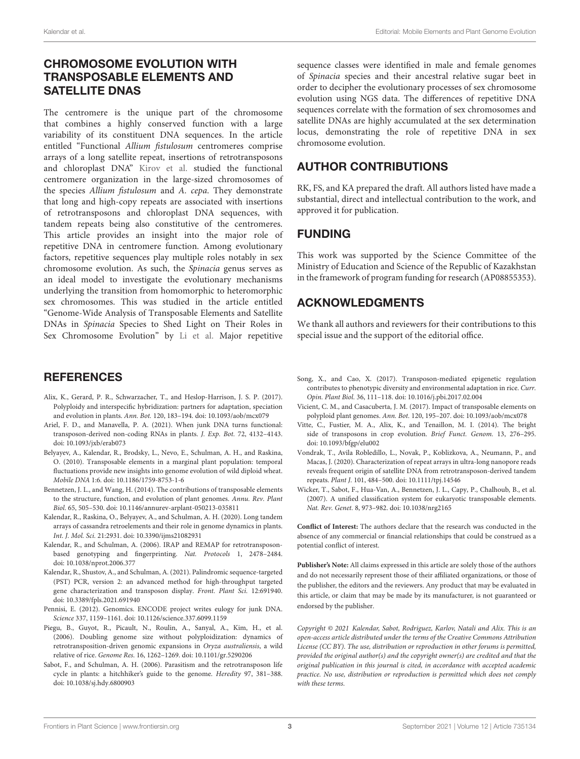## CHROMOSOME EVOLUTION WITH TRANSPOSABLE ELEMENTS AND SATELLITE DNAS

The centromere is the unique part of the chromosome that combines a highly conserved function with a large variability of its constituent DNA sequences. In the article entitled "Functional *Allium fistulosum* centromeres comprise arrays of a long satellite repeat, insertions of retrotransposons and chloroplast DNA" Kirov et al. studied the functional centromere organization in the large-sized chromosomes of the species *Allium fistulosum* and *A. cepa*. They demonstrate that long and high-copy repeats are associated with insertions of retrotransposons and chloroplast DNA sequences, with tandem repeats being also constitutive of the centromeres. This article provides an insight into the major role of repetitive DNA in centromere function. Among evolutionary factors, repetitive sequences play multiple roles notably in sex chromosome evolution. As such, the *Spinacia* genus serves as an ideal model to investigate the evolutionary mechanisms underlying the transition from homomorphic to heteromorphic sex chromosomes. This was studied in the article entitled "Genome-Wide Analysis of Transposable Elements and Satellite DNAs in *Spinacia* Species to Shed Light on Their Roles in Sex Chromosome Evolution" by Li et al. Major repetitive sequence classes were identified in male and female genomes of *Spinacia* species and their ancestral relative sugar beet in order to decipher the evolutionary processes of sex chromosome evolution using NGS data. The differences of repetitive DNA sequences correlate with the formation of sex chromosomes and satellite DNAs are highly accumulated at the sex determination locus, demonstrating the role of repetitive DNA in sex chromosome evolution.

## AUTHOR CONTRIBUTIONS

RK, FS, and KA prepared the draft. All authors listed have made a substantial, direct and intellectual contribution to the work, and approved it for publication.

## FUNDING

This work was supported by the Science Committee of the Ministry of Education and Science of the Republic of Kazakhstan in the framework of program funding for research (AP08855353).

## ACKNOWLEDGMENTS

We thank all authors and reviewers for their contributions to this special issue and the support of the editorial office.

## REFERENCES

Alix, K., Gerard, P. R., Schwarzacher, T., and Heslop-Harrison, J. S. P. (2017). Polyploidy and interspecific hybridization: partners for adaptation, speciation and evolution in plants. *Ann. Bot.* 120, 183–194. doi: 10.1093/aob/mcx079

Ariel, F. D., and Manavella, P. A. (2021). When junk DNA turns functional: transposon-derived non-coding RNAs in plants. *J. Exp. Bot.* 72, 4132–4143. doi: 10.1093/jxb/erab073

Belyayev, A., Kalendar, R., Brodsky, L., Nevo, E., Schulman, A. H., and Raskina, O. (2010). Transposable elements in a marginal plant population: temporal fluctuations provide new insights into genome evolution of wild diploid wheat. *Mobile DNA* 1:6. doi: 10.1186/1759-8753-1-6

Bennetzen, J. L., and Wang, H. (2014). The contributions of transposable elements to the structure, function, and evolution of plant genomes. *Annu. Rev. Plant Biol.* 65, 505–530. doi: 10.1146/annurev-arplant-050213-035811

Kalendar, R., Raskina, O., Belyayev, A., and Schulman, A. H. (2020). Long tandem arrays of cassandra retroelements and their role in genome dynamics in plants. *Int. J. Mol. Sci.* 21:2931. doi: 10.3390/ijms21082931

Kalendar, R., and Schulman, A. (2006). IRAP and REMAP for retrotransposon-based genotyping and fingerprinting. *Nat. Protocols* 1, 2478–2484. doi: 10.1038/nprot.2006.377

Kalendar, R., Shustov, A., and Schulman, A. (2021). Palindromic sequence-targeted (PST) PCR, version 2: an advanced method for high-throughput targeted gene characterization and transposon display. *Front. Plant Sci.* 12:691940. doi: 10.3389/fpls.2021.691940

Pennisi, E. (2012). Genomics. ENCODE project writes eulogy for junk DNA. *Science* 337, 1159–1161. doi: 10.1126/science.337.6099.1159

Piegu, B., Guyot, R., Picault, N., Roulin, A., Sanyal, A., Kim, H., et al. (2006). Doubling genome size without polyploidization: dynamics of retrotransposition-driven genomic expansions in *Oryza australiensis*, a wild relative of rice. *Genome Res.* 16, 1262–1269. doi: 10.1101/gr.5290206

Sabot, F., and Schulman, A. H. (2006). Parasitism and the retrotransposon life cycle in plants: a hitchhiker's guide to the genome. *Heredity* 97, 381–388. doi: 10.1038/sj.hdy.6800903

Song, X., and Cao, X. (2017). Transposon-mediated epigenetic regulation contributes to phenotypic diversity and environmental adaptation in rice. *Curr. Opin. Plant Biol.* 36, 111–118. doi: 10.1016/j.pbi.2017.02.004

Vicient, C. M., and Casacuberta, J. M. (2017). Impact of transposable elements on polyploid plant genomes. *Ann. Bot.* 120, 195–207. doi: 10.1093/aob/mcx078

Vitte, C., Fustier, M. A., Alix, K., and Tenaillon, M. I. (2014). The bright side of transposons in crop evolution. *Brief Funct. Genom.* 13, 276–295. doi: 10.1093/bfgp/elu002

Vondrak, T., Avila Robledillo, L., Novak, P., Koblizkova, A., Neumann, P., and Macas, J. (2020). Characterization of repeat arrays in ultra-long nanopore reads reveals frequent origin of satellite DNA from retrotransposon-derived tandem repeats. *Plant J.* 101, 484–500. doi: 10.1111/tpj.14546

Wicker, T., Sabot, F., Hua-Van, A., Bennetzen, J. L., Capy, P., Chalhoub, B., et al. (2007). A unified classification system for eukaryotic transposable elements. *Nat. Rev. Genet.* 8, 973–982. doi: 10.1038/nrg2165

**Conflict of Interest:** The authors declare that the research was conducted in the absence of any commercial or financial relationships that could be construed as a potential conflict of interest.

**Publisher's Note:** All claims expressed in this article are solely those of the authors and do not necessarily represent those of their affiliated organizations, or those of the publisher, the editors and the reviewers. Any product that may be evaluated in this article, or claim that may be made by its manufacturer, is not guaranteed or endorsed by the publisher.

*Copyright © 2021 Kalendar, Sabot, Rodriguez, Karlov, Natali and Alix. This is an open-access article distributed under the terms of the Creative Commons Attribution License (CC BY). The use, distribution or reproduction in other forums is permitted, provided the original author(s) and the copyright owner(s) are credited and that the original publication in this journal is cited, in accordance with accepted academic practice. No use, distribution or reproduction is permitted which does not comply with these terms.*